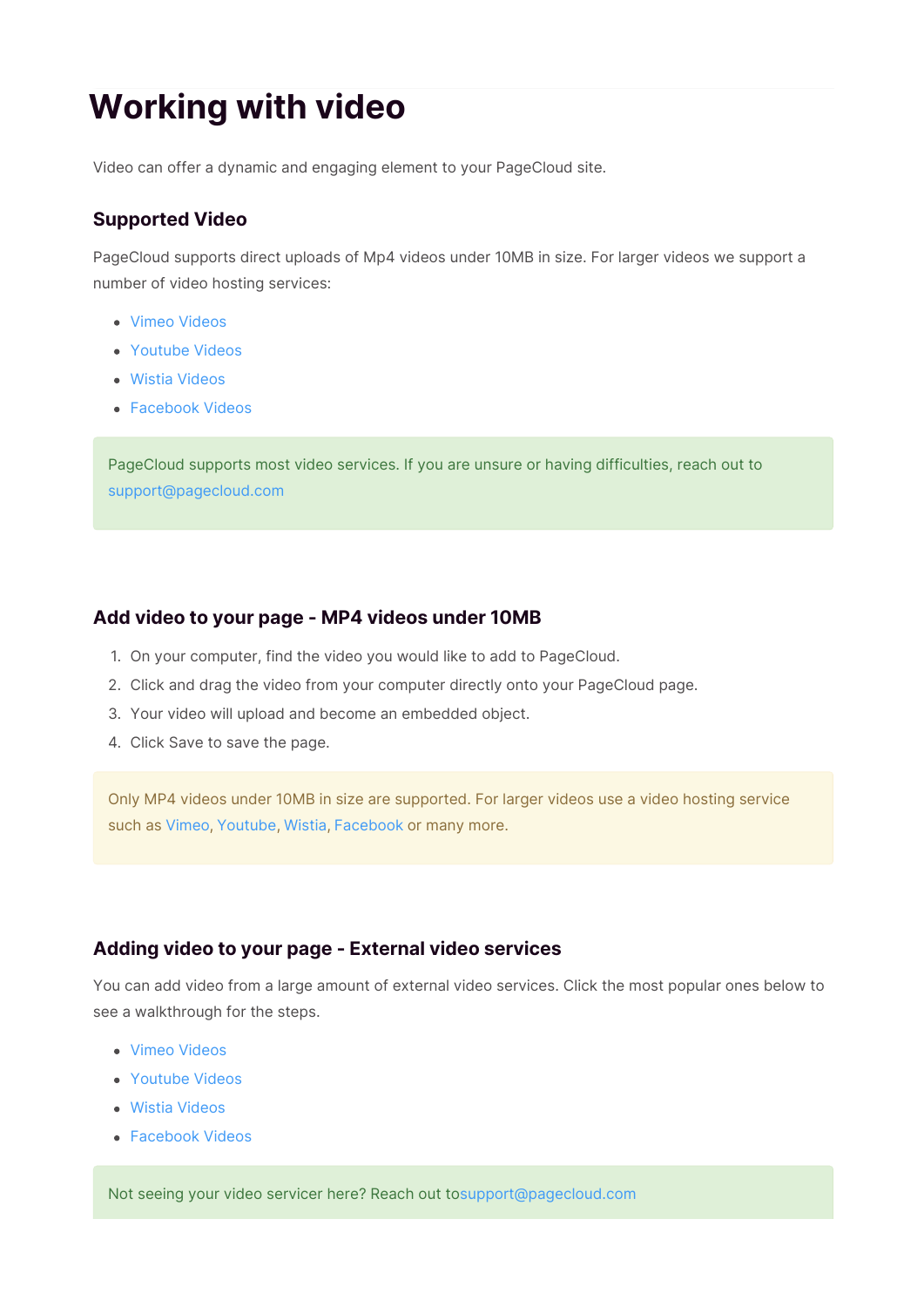# Working with video

Video can offer a dynamic and engaging element to your PageCloud site.

### Supported Video

PageCloud supports direct uploads of Mp4 videos under 10MB in size. For larger videos we support a number of video hosting services:

- Vimeo Videos
- Youtube Videos
- Wistia Videos
- Facebook Videos

> PageCloud supports most video services. If you are unsure or having difficulties, reach out to support@pagecloud.com

### Add video to your page - MP4 videos under 10MB

1. On your computer, find the video you would like to add to PageCloud.
2. Click and drag the video from your computer directly onto your PageCloud page.
3. Your video will upload and become an embedded object.
4. Click Save to save the page.

> Only MP4 videos under 10MB in size are supported. For larger videos use a video hosting service such as Vimeo, Youtube, Wistia, Facebook or many more.

### Adding video to your page - External video services

You can add video from a large amount of external video services. Click the most popular ones below to see a walkthrough for the steps.

- Vimeo Videos
- Youtube Videos
- Wistia Videos
- Facebook Videos

> Not seeing your video servicer here? Reach out tosupport@pagecloud.com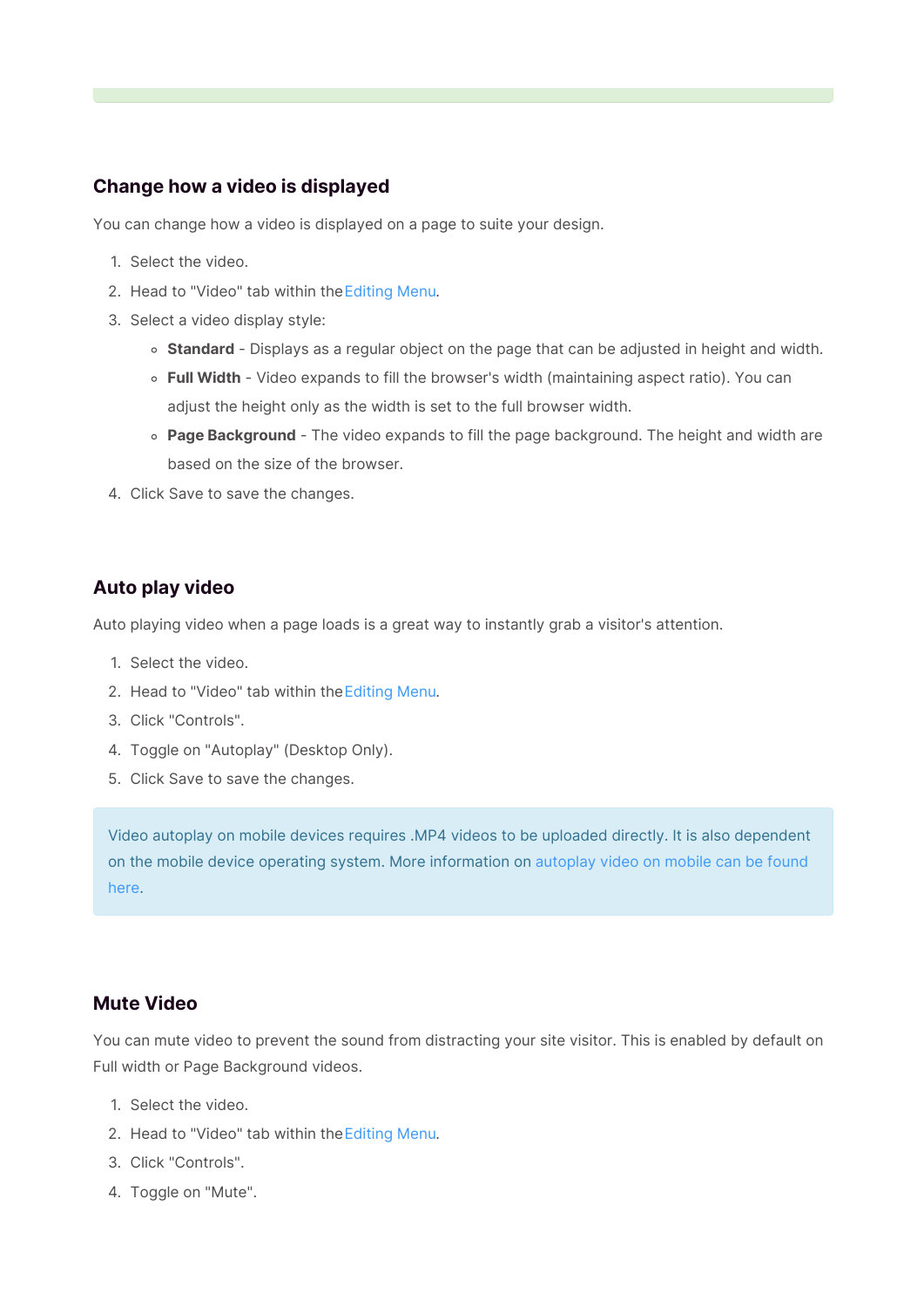## Change how a video is displayed

You can change how a video is displayed on a page to suite your design.

1. Select the video.
2. Head to "Video" tab within the Editing Menu.
3. Select a video display style:
   - **Standard** - Displays as a regular object on the page that can be adjusted in height and width.
   - **Full Width** - Video expands to fill the browser's width (maintaining aspect ratio). You can adjust the height only as the width is set to the full browser width.
   - **Page Background** - The video expands to fill the page background. The height and width are based on the size of the browser.
4. Click Save to save the changes.

## Auto play video

Auto playing video when a page loads is a great way to instantly grab a visitor's attention.

1. Select the video.
2. Head to "Video" tab within the Editing Menu.
3. Click "Controls".
4. Toggle on "Autoplay" (Desktop Only).
5. Click Save to save the changes.

> Video autoplay on mobile devices requires .MP4 videos to be uploaded directly. It is also dependent on the mobile device operating system. More information on autoplay video on mobile can be found here.

## Mute Video

You can mute video to prevent the sound from distracting your site visitor. This is enabled by default on Full width or Page Background videos.

1. Select the video.
2. Head to "Video" tab within the Editing Menu.
3. Click "Controls".
4. Toggle on "Mute".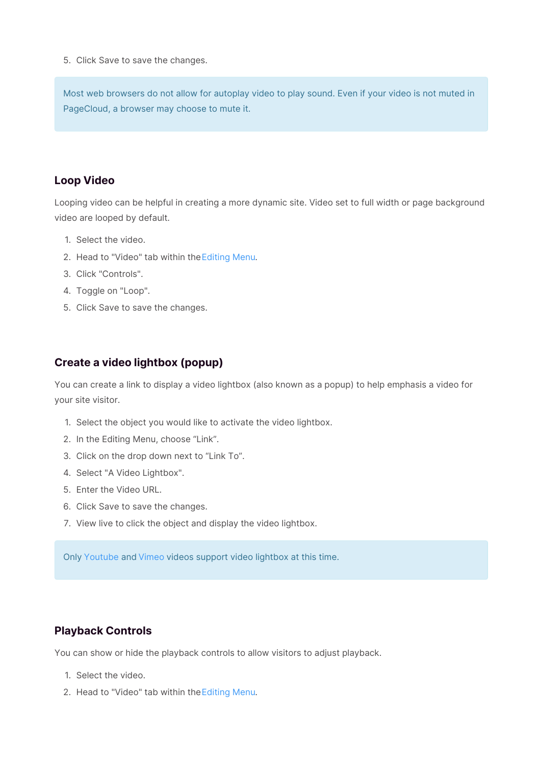5. Click Save to save the changes.

> Most web browsers do not allow for autoplay video to play sound. Even if your video is not muted in PageCloud, a browser may choose to mute it.

## Loop Video

Looping video can be helpful in creating a more dynamic site. Video set to full width or page background video are looped by default.

1. Select the video.
2. Head to "Video" tab within the Editing Menu.
3. Click "Controls".
4. Toggle on "Loop".
5. Click Save to save the changes.

## Create a video lightbox (popup)

You can create a link to display a video lightbox (also known as a popup) to help emphasis a video for your site visitor.

1. Select the object you would like to activate the video lightbox.
2. In the Editing Menu, choose “Link”.
3. Click on the drop down next to “Link To”.
4. Select "A Video Lightbox".
5. Enter the Video URL.
6. Click Save to save the changes.
7. View live to click the object and display the video lightbox.

> Only Youtube and Vimeo videos support video lightbox at this time.

## Playback Controls

You can show or hide the playback controls to allow visitors to adjust playback.

1. Select the video.
2. Head to "Video" tab within the Editing Menu.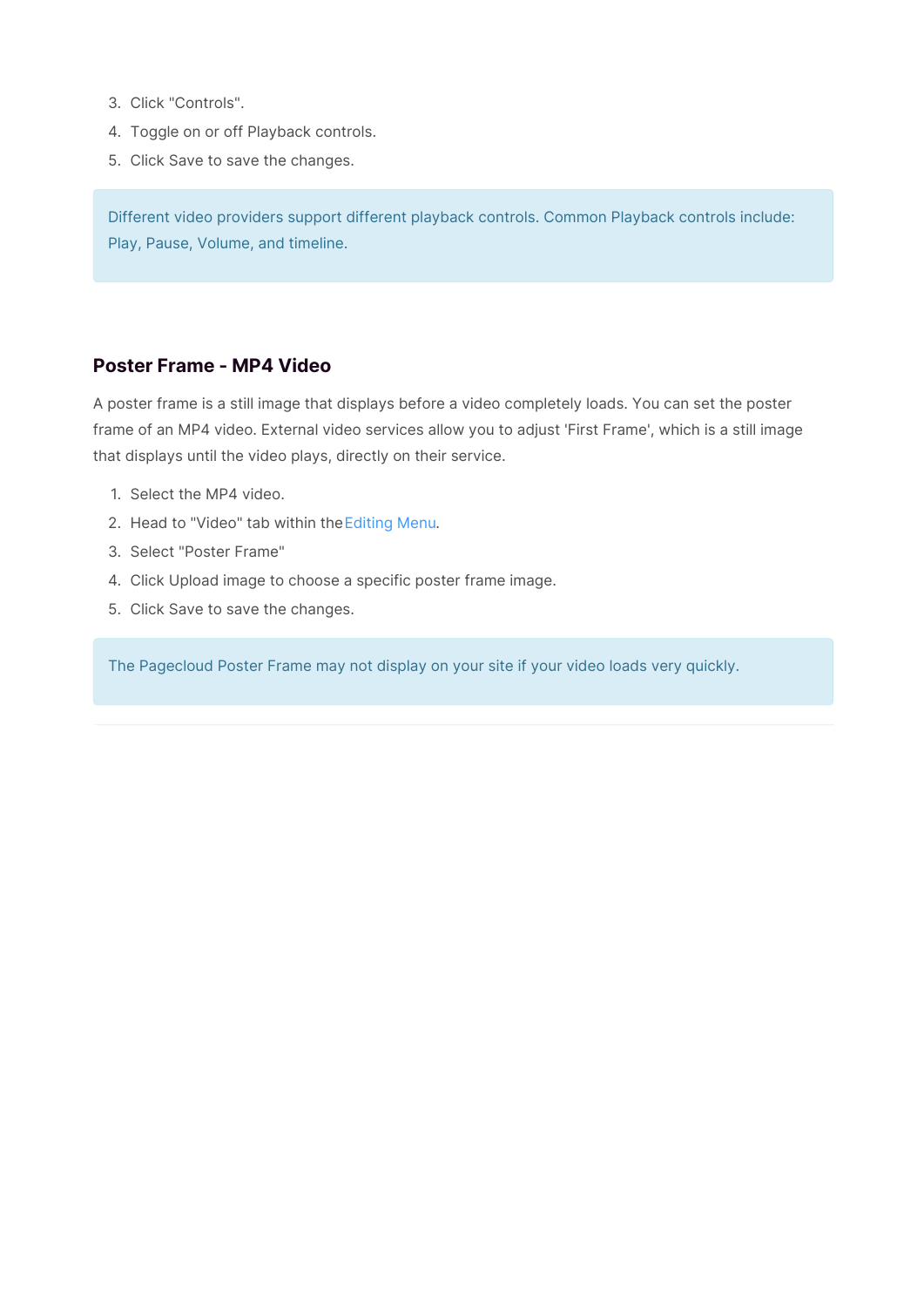3. Click "Controls".
4. Toggle on or off Playback controls.
5. Click Save to save the changes.

> Different video providers support different playback controls. Common Playback controls include: Play, Pause, Volume, and timeline.

### Poster Frame - MP4 Video

A poster frame is a still image that displays before a video completely loads. You can set the poster frame of an MP4 video. External video services allow you to adjust 'First Frame', which is a still image that displays until the video plays, directly on their service.

1. Select the MP4 video.
2. Head to "Video" tab within the Editing Menu.
3. Select "Poster Frame"
4. Click Upload image to choose a specific poster frame image.
5. Click Save to save the changes.

> The Pagecloud Poster Frame may not display on your site if your video loads very quickly.